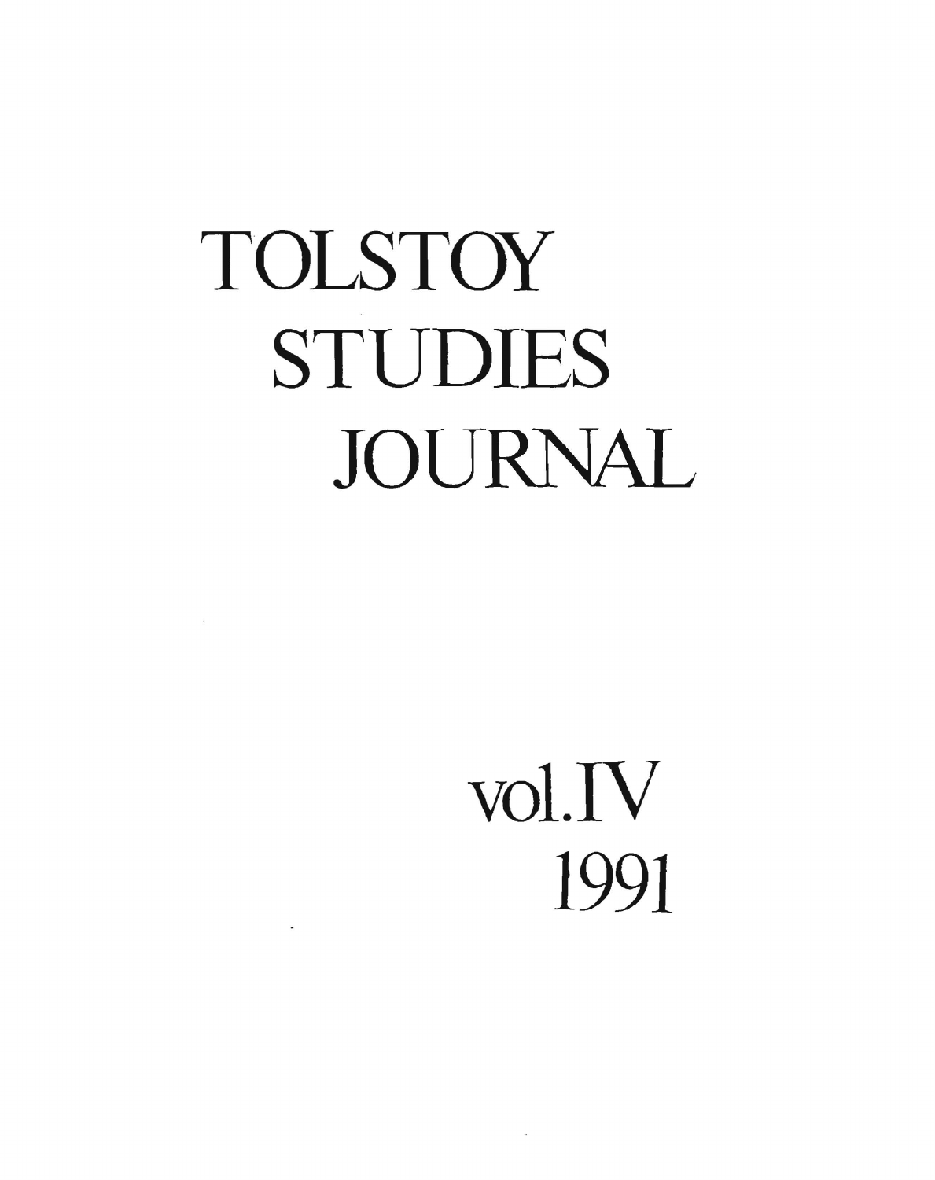# TOLSTOY STUDIES JOURNAL

vol. IV

1991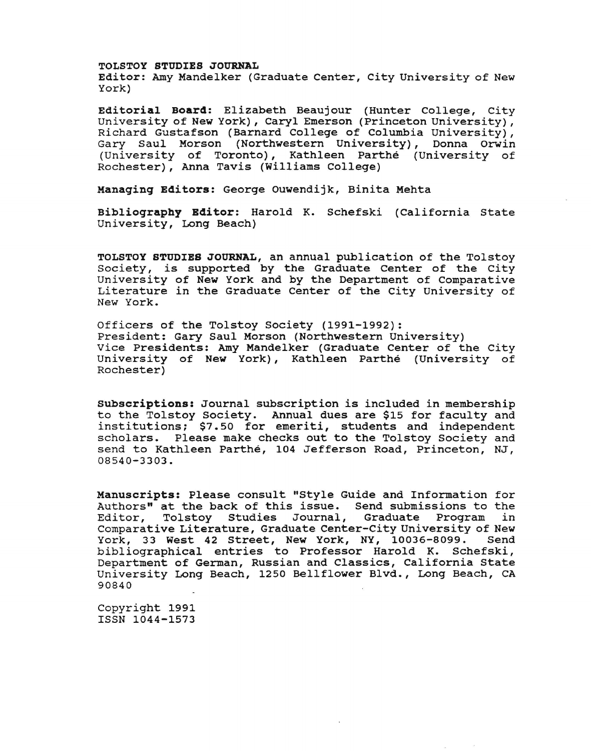**TOLSTOY STUDIES JOURNAL**
**Editor:** Amy Mandelker (Graduate Center, City University of New York)

**Editorial Board:** Elizabeth Beaujour (Hunter College, City University of New York), Caryl Emerson (Princeton University), Richard Gustafson (Barnard College of Columbia University), Gary Saul Morson (Northwestern University), Donna Orwin (University of Toronto), Kathleen Parthé (University of Rochester), Anna Tavis (Williams College)

**Managing Editors:** George Ouwendijk, Binita Mehta

**Bibliography Editor:** Harold K. Schefski (California State University, Long Beach)

**TOLSTOY STUDIES JOURNAL**, an annual publication of the Tolstoy Society, is supported by the Graduate Center of the City University of New York and by the Department of Comparative Literature in the Graduate Center of the City University of New York.

Officers of the Tolstoy Society (1991-1992):
President: Gary Saul Morson (Northwestern University)
Vice Presidents: Amy Mandelker (Graduate Center of the City University of New York), Kathleen Parthé (University of Rochester)

**Subscriptions:** Journal subscription is included in membership to the Tolstoy Society. Annual dues are $15 for faculty and institutions; $7.50 for emeriti, students and independent scholars. Please make checks out to the Tolstoy Society and send to Kathleen Parthé, 104 Jefferson Road, Princeton, NJ, 08540-3303.

**Manuscripts:** Please consult "Style Guide and Information for Authors" at the back of this issue. Send submissions to the Editor, Tolstoy Studies Journal, Graduate Program in Comparative Literature, Graduate Center-City University of New York, 33 West 42 Street, New York, NY, 10036-8099. Send bibliographical entries to Professor Harold K. Schefski, Department of German, Russian and Classics, California State University Long Beach, 1250 Bellflower Blvd., Long Beach, CA 90840

Copyright 1991
ISSN 1044-1573